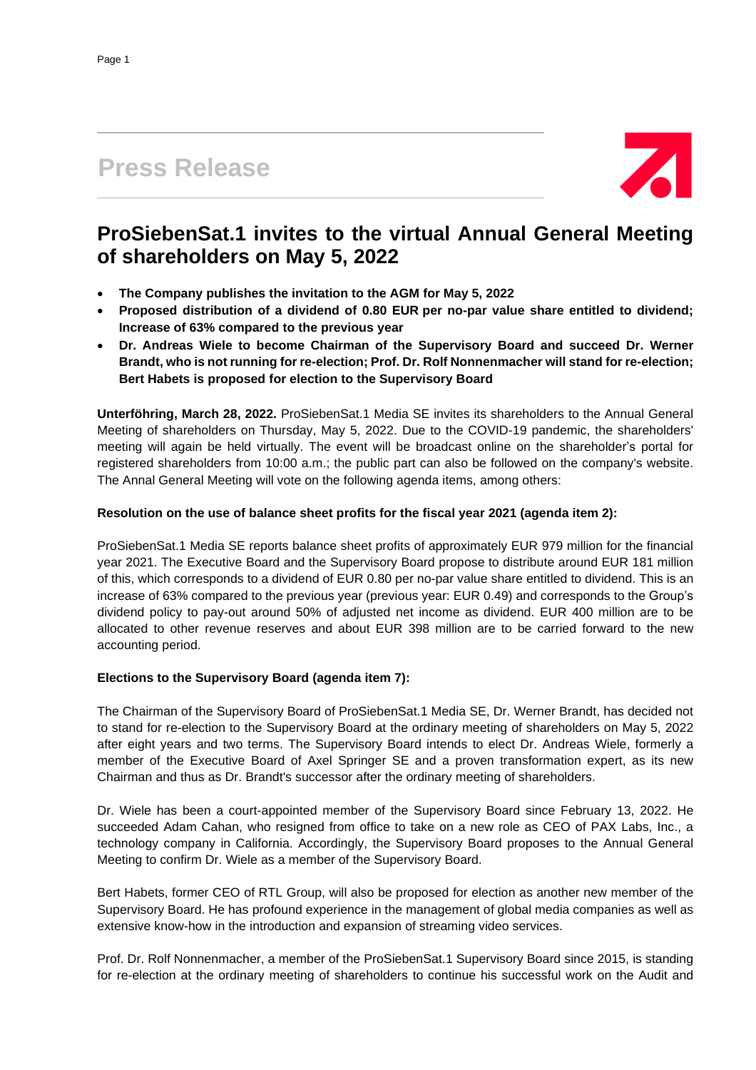# Press Release

## ProSiebenSat.1 invites to the virtual Annual General Meeting of shareholders on May 5, 2022

- **The Company publishes the invitation to the AGM for May 5, 2022**
- **Proposed distribution of a dividend of 0.80 EUR per no-par value share entitled to dividend; Increase of 63% compared to the previous year**
- **Dr. Andreas Wiele to become Chairman of the Supervisory Board and succeed Dr. Werner Brandt, who is not running for re-election; Prof. Dr. Rolf Nonnenmacher will stand for re-election; Bert Habets is proposed for election to the Supervisory Board**

**Unterföhring, March 28, 2022.** ProSiebenSat.1 Media SE invites its shareholders to the Annual General Meeting of shareholders on Thursday, May 5, 2022. Due to the COVID-19 pandemic, the shareholders' meeting will again be held virtually. The event will be broadcast online on the shareholder's portal for registered shareholders from 10:00 a.m.; the public part can also be followed on the company's website. The Annal General Meeting will vote on the following agenda items, among others:

**Resolution on the use of balance sheet profits for the fiscal year 2021 (agenda item 2):**

ProSiebenSat.1 Media SE reports balance sheet profits of approximately EUR 979 million for the financial year 2021. The Executive Board and the Supervisory Board propose to distribute around EUR 181 million of this, which corresponds to a dividend of EUR 0.80 per no-par value share entitled to dividend. This is an increase of 63% compared to the previous year (previous year: EUR 0.49) and corresponds to the Group's dividend policy to pay-out around 50% of adjusted net income as dividend. EUR 400 million are to be allocated to other revenue reserves and about EUR 398 million are to be carried forward to the new accounting period.

**Elections to the Supervisory Board (agenda item 7):**

The Chairman of the Supervisory Board of ProSiebenSat.1 Media SE, Dr. Werner Brandt, has decided not to stand for re-election to the Supervisory Board at the ordinary meeting of shareholders on May 5, 2022 after eight years and two terms. The Supervisory Board intends to elect Dr. Andreas Wiele, formerly a member of the Executive Board of Axel Springer SE and a proven transformation expert, as its new Chairman and thus as Dr. Brandt's successor after the ordinary meeting of shareholders.

Dr. Wiele has been a court-appointed member of the Supervisory Board since February 13, 2022. He succeeded Adam Cahan, who resigned from office to take on a new role as CEO of PAX Labs, Inc., a technology company in California. Accordingly, the Supervisory Board proposes to the Annual General Meeting to confirm Dr. Wiele as a member of the Supervisory Board.

Bert Habets, former CEO of RTL Group, will also be proposed for election as another new member of the Supervisory Board. He has profound experience in the management of global media companies as well as extensive know-how in the introduction and expansion of streaming video services.

Prof. Dr. Rolf Nonnenmacher, a member of the ProSiebenSat.1 Supervisory Board since 2015, is standing for re-election at the ordinary meeting of shareholders to continue his successful work on the Audit and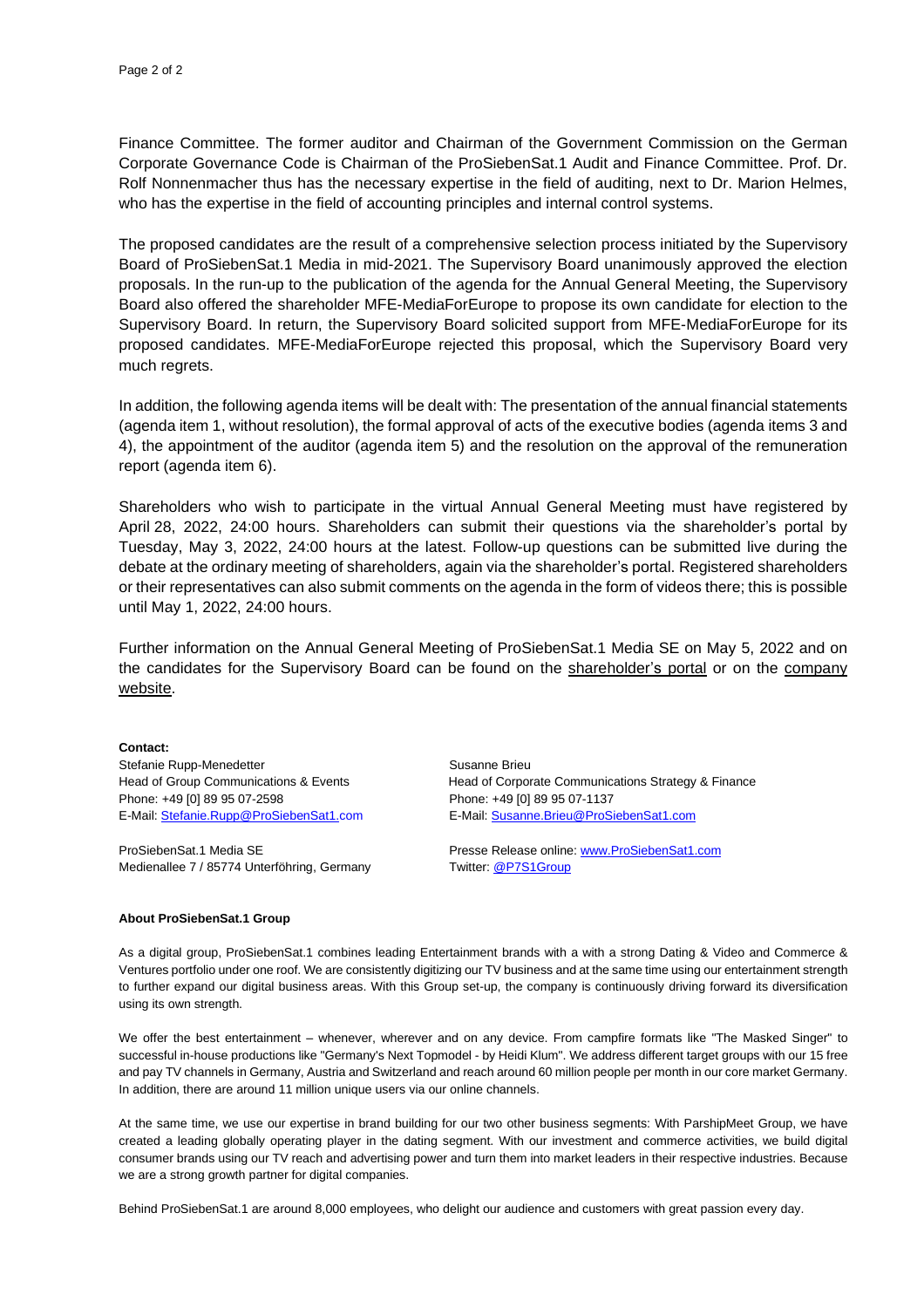Finance Committee. The former auditor and Chairman of the Government Commission on the German Corporate Governance Code is Chairman of the ProSiebenSat.1 Audit and Finance Committee. Prof. Dr. Rolf Nonnenmacher thus has the necessary expertise in the field of auditing, next to Dr. Marion Helmes, who has the expertise in the field of accounting principles and internal control systems.

The proposed candidates are the result of a comprehensive selection process initiated by the Supervisory Board of ProSiebenSat.1 Media in mid-2021. The Supervisory Board unanimously approved the election proposals. In the run-up to the publication of the agenda for the Annual General Meeting, the Supervisory Board also offered the shareholder MFE-MediaForEurope to propose its own candidate for election to the Supervisory Board. In return, the Supervisory Board solicited support from MFE-MediaForEurope for its proposed candidates. MFE-MediaForEurope rejected this proposal, which the Supervisory Board very much regrets.

In addition, the following agenda items will be dealt with: The presentation of the annual financial statements (agenda item 1, without resolution), the formal approval of acts of the executive bodies (agenda items 3 and 4), the appointment of the auditor (agenda item 5) and the resolution on the approval of the remuneration report (agenda item 6).

Shareholders who wish to participate in the virtual Annual General Meeting must have registered by April 28, 2022, 24:00 hours. Shareholders can submit their questions via the shareholder's portal by Tuesday, May 3, 2022, 24:00 hours at the latest. Follow-up questions can be submitted live during the debate at the ordinary meeting of shareholders, again via the shareholder's portal. Registered shareholders or their representatives can also submit comments on the agenda in the form of videos there; this is possible until May 1, 2022, 24:00 hours.

Further information on the Annual General Meeting of ProSiebenSat.1 Media SE on May 5, 2022 and on the candidates for the Supervisory Board can be found on the shareholder's portal or on the company website.

**Contact:**

Stefanie Rupp-Menedetter
Head of Group Communications & Events
Phone: +49 [0] 89 95 07-2598
E-Mail: Stefanie.Rupp@ProSiebenSat1.com

Susanne Brieu
Head of Corporate Communications Strategy & Finance
Phone: +49 [0] 89 95 07-1137
E-Mail: Susanne.Brieu@ProSiebenSat1.com

ProSiebenSat.1 Media SE
Medienallee 7 / 85774 Unterföhring, Germany

Presse Release online: www.ProSiebenSat1.com
Twitter: @P7S1Group

**About ProSiebenSat.1 Group**

As a digital group, ProSiebenSat.1 combines leading Entertainment brands with a with a strong Dating & Video and Commerce & Ventures portfolio under one roof. We are consistently digitizing our TV business and at the same time using our entertainment strength to further expand our digital business areas. With this Group set-up, the company is continuously driving forward its diversification using its own strength.

We offer the best entertainment – whenever, wherever and on any device. From campfire formats like "The Masked Singer" to successful in-house productions like "Germany's Next Topmodel - by Heidi Klum". We address different target groups with our 15 free and pay TV channels in Germany, Austria and Switzerland and reach around 60 million people per month in our core market Germany. In addition, there are around 11 million unique users via our online channels.

At the same time, we use our expertise in brand building for our two other business segments: With ParshipMeet Group, we have created a leading globally operating player in the dating segment. With our investment and commerce activities, we build digital consumer brands using our TV reach and advertising power and turn them into market leaders in their respective industries. Because we are a strong growth partner for digital companies.

Behind ProSiebenSat.1 are around 8,000 employees, who delight our audience and customers with great passion every day.